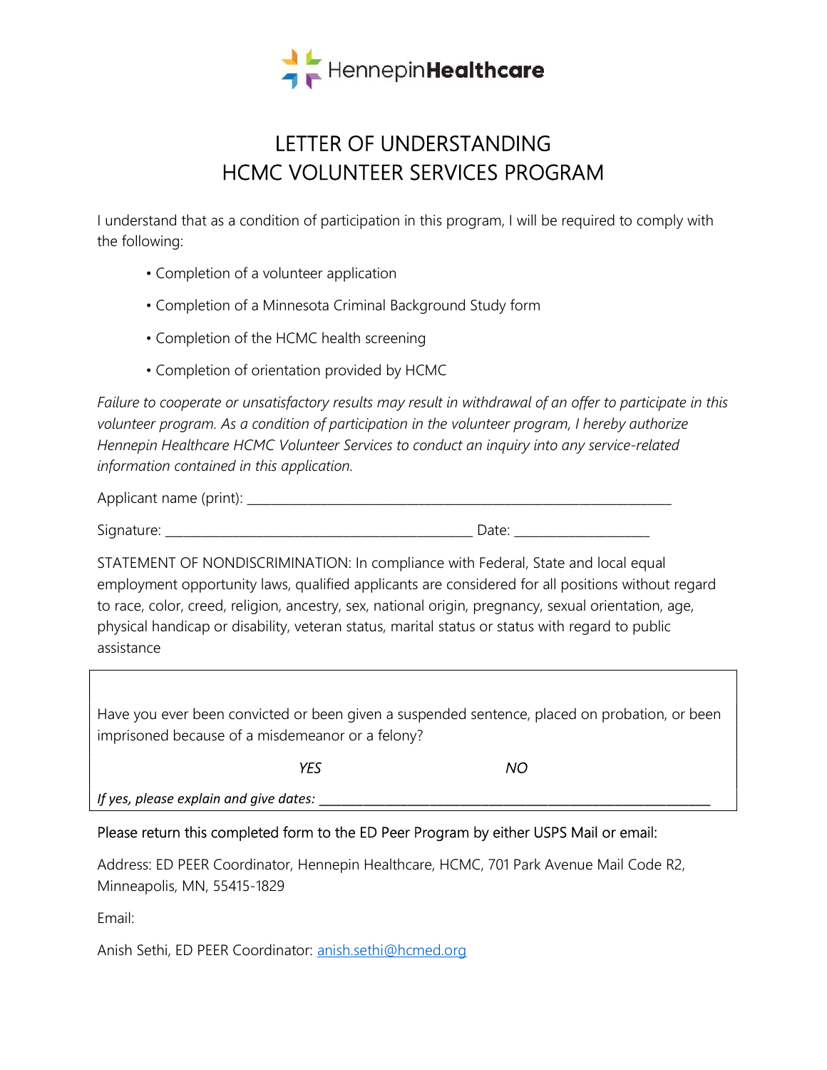HennepinHealthcare

# LETTER OF UNDERSTANDING
# HCMC VOLUNTEER SERVICES PROGRAM

I understand that as a condition of participation in this program, I will be required to comply with the following:

- Completion of a volunteer application
- Completion of a Minnesota Criminal Background Study form
- Completion of the HCMC health screening
- Completion of orientation provided by HCMC

*Failure to cooperate or unsatisfactory results may result in withdrawal of an offer to participate in this volunteer program. As a condition of participation in the volunteer program, I hereby authorize Hennepin Healthcare HCMC Volunteer Services to conduct an inquiry into any service-related information contained in this application.*

Applicant name (print): ___________________________________________________________

Signature: ____________________________________________ Date: ___________________

STATEMENT OF NONDISCRIMINATION: In compliance with Federal, State and local equal employment opportunity laws, qualified applicants are considered for all positions without regard to race, color, creed, religion, ancestry, sex, national origin, pregnancy, sexual orientation, age, physical handicap or disability, veteran status, marital status or status with regard to public assistance

Have you ever been convicted or been given a suspended sentence, placed on probation, or been imprisoned because of a misdemeanor or a felony?

*YES* *NO*

*If yes, please explain and give dates:* ___________________________________________________________

Please return this completed form to the ED Peer Program by either USPS Mail or email:

Address: ED PEER Coordinator, Hennepin Healthcare, HCMC, 701 Park Avenue Mail Code R2, Minneapolis, MN, 55415-1829

Email:

Anish Sethi, ED PEER Coordinator: anish.sethi@hcmed.org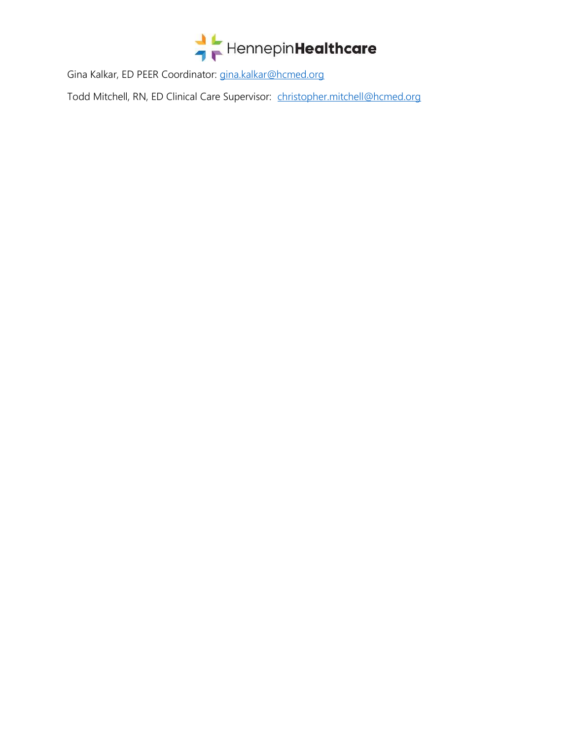Gina Kalkar, ED PEER Coordinator: gina.kalkar@hcmed.org

Todd Mitchell, RN, ED Clinical Care Supervisor: christopher.mitchell@hcmed.org